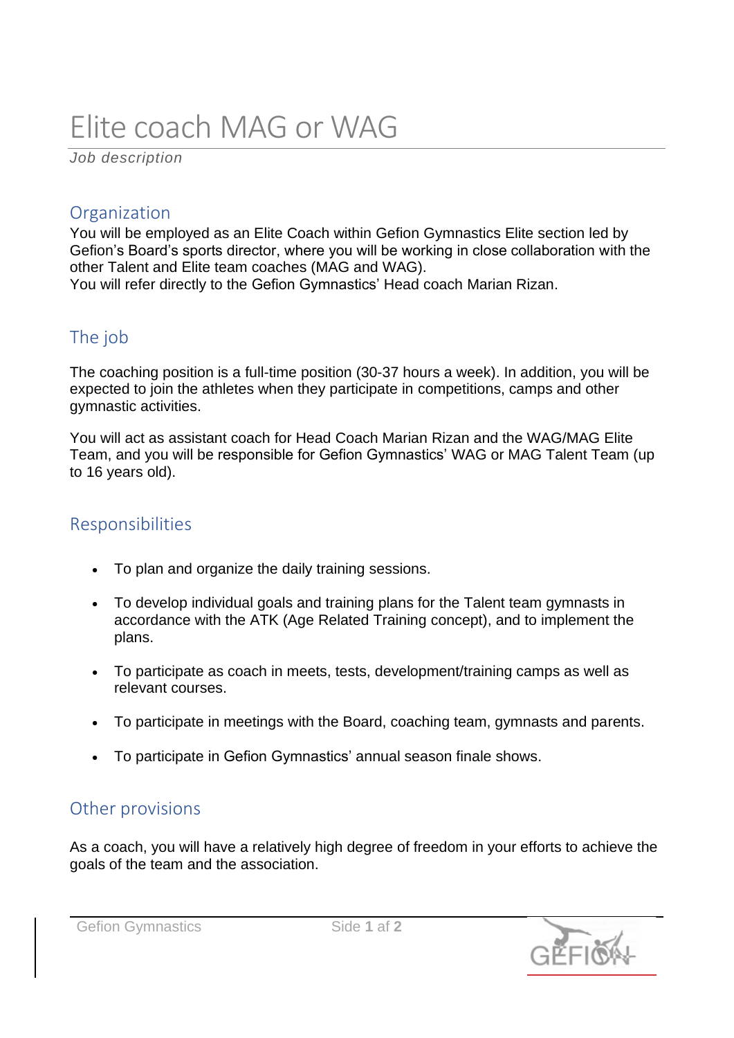# Elite coach MAG or WAG

*Job description*

## Organization

You will be employed as an Elite Coach within Gefion Gymnastics Elite section led by Gefion's Board's sports director, where you will be working in close collaboration with the other Talent and Elite team coaches (MAG and WAG).
You will refer directly to the Gefion Gymnastics' Head coach Marian Rizan.

## The job

The coaching position is a full-time position (30-37 hours a week). In addition, you will be expected to join the athletes when they participate in competitions, camps and other gymnastic activities.

You will act as assistant coach for Head Coach Marian Rizan and the WAG/MAG Elite Team, and you will be responsible for Gefion Gymnastics' WAG or MAG Talent Team (up to 16 years old).

## Responsibilities

- To plan and organize the daily training sessions.
- To develop individual goals and training plans for the Talent team gymnasts in accordance with the ATK (Age Related Training concept), and to implement the plans.
- To participate as coach in meets, tests, development/training camps as well as relevant courses.
- To participate in meetings with the Board, coaching team, gymnasts and parents.
- To participate in Gefion Gymnastics' annual season finale shows.

## Other provisions

As a coach, you will have a relatively high degree of freedom in your efforts to achieve the goals of the team and the association.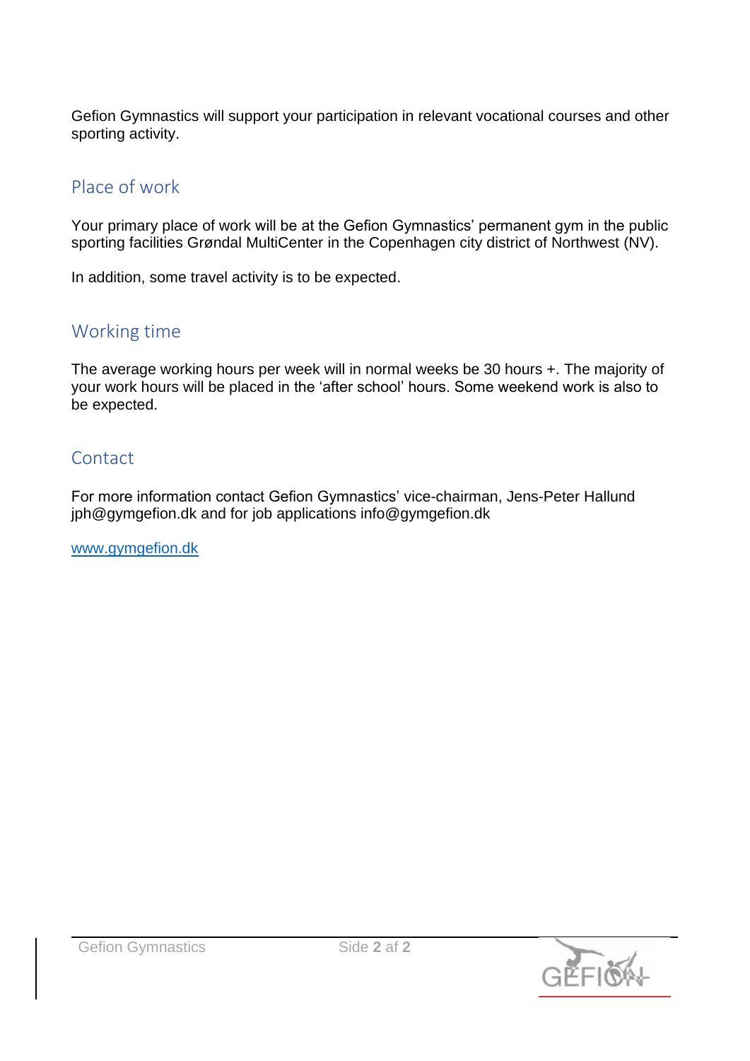Gefion Gymnastics will support your participation in relevant vocational courses and other sporting activity.

## Place of work

Your primary place of work will be at the Gefion Gymnastics' permanent gym in the public sporting facilities Grøndal MultiCenter in the Copenhagen city district of Northwest (NV).

In addition, some travel activity is to be expected.

## Working time

The average working hours per week will in normal weeks be 30 hours +. The majority of your work hours will be placed in the 'after school' hours. Some weekend work is also to be expected.

## Contact

For more information contact Gefion Gymnastics' vice-chairman, Jens-Peter Hallund jph@gymgefion.dk and for job applications info@gymgefion.dk

[www.gymgefion.dk](http://www.gymgefion.dk)